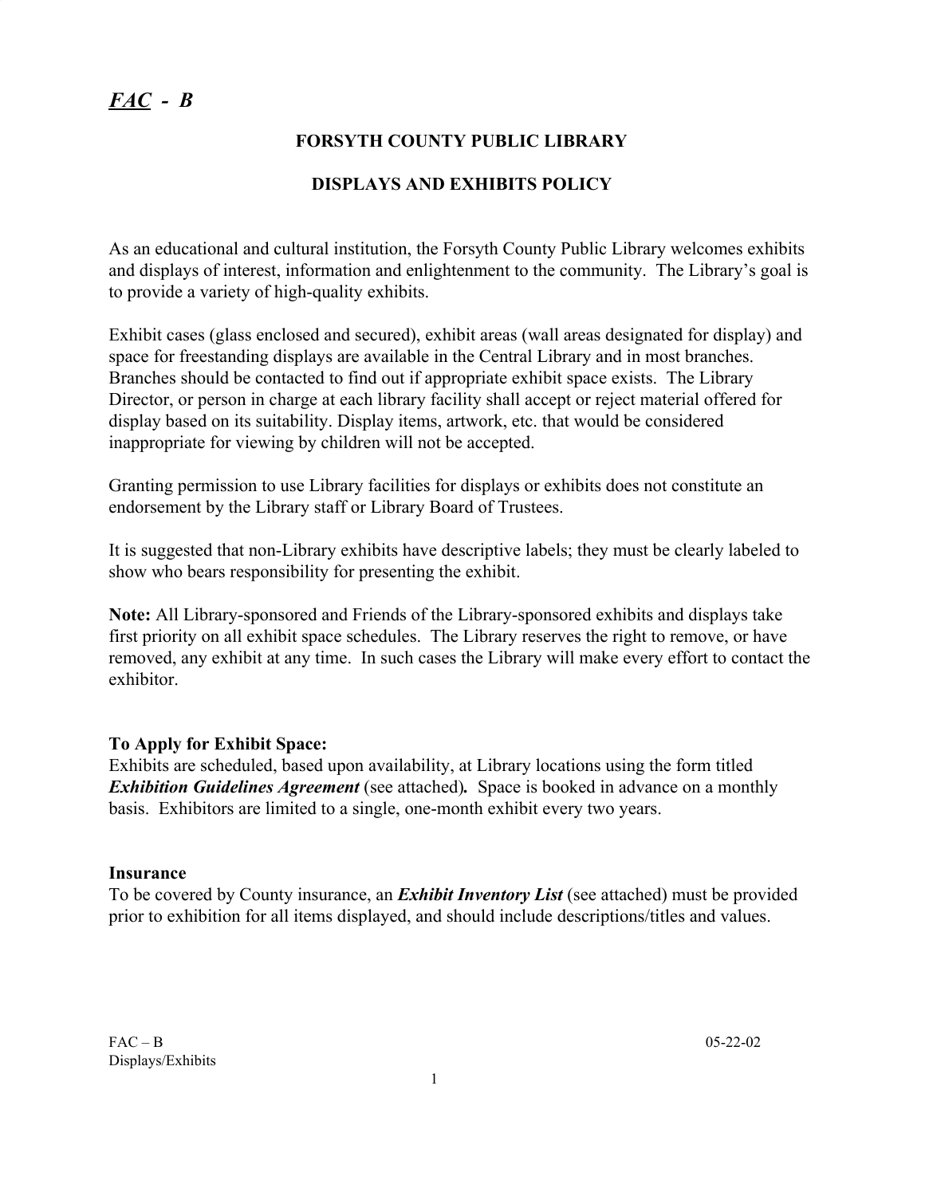***FAC* - *B***

# FORSYTH COUNTY PUBLIC LIBRARY

## DISPLAYS AND EXHIBITS POLICY

As an educational and cultural institution, the Forsyth County Public Library welcomes exhibits and displays of interest, information and enlightenment to the community. The Library's goal is to provide a variety of high-quality exhibits.

Exhibit cases (glass enclosed and secured), exhibit areas (wall areas designated for display) and space for freestanding displays are available in the Central Library and in most branches. Branches should be contacted to find out if appropriate exhibit space exists. The Library Director, or person in charge at each library facility shall accept or reject material offered for display based on its suitability. Display items, artwork, etc. that would be considered inappropriate for viewing by children will not be accepted.

Granting permission to use Library facilities for displays or exhibits does not constitute an endorsement by the Library staff or Library Board of Trustees.

It is suggested that non-Library exhibits have descriptive labels; they must be clearly labeled to show who bears responsibility for presenting the exhibit.

**Note:** All Library-sponsored and Friends of the Library-sponsored exhibits and displays take first priority on all exhibit space schedules. The Library reserves the right to remove, or have removed, any exhibit at any time. In such cases the Library will make every effort to contact the exhibitor.

### To Apply for Exhibit Space:

Exhibits are scheduled, based upon availability, at Library locations using the form titled ***Exhibition Guidelines Agreement*** (see attached). Space is booked in advance on a monthly basis. Exhibitors are limited to a single, one-month exhibit every two years.

### Insurance

To be covered by County insurance, an ***Exhibit Inventory List*** (see attached) must be provided prior to exhibition for all items displayed, and should include descriptions/titles and values.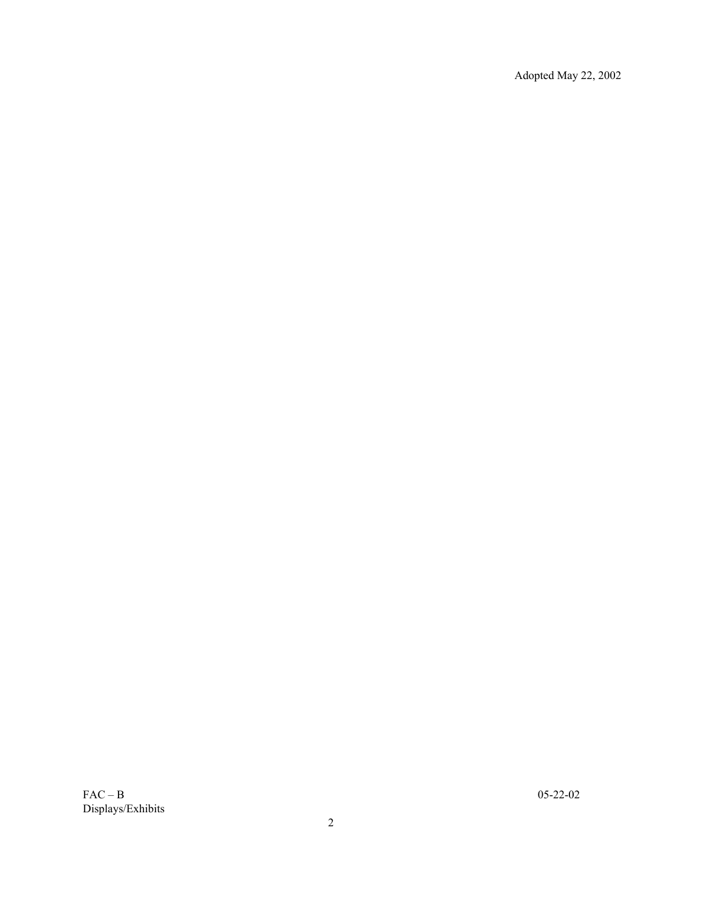Adopted May 22, 2002